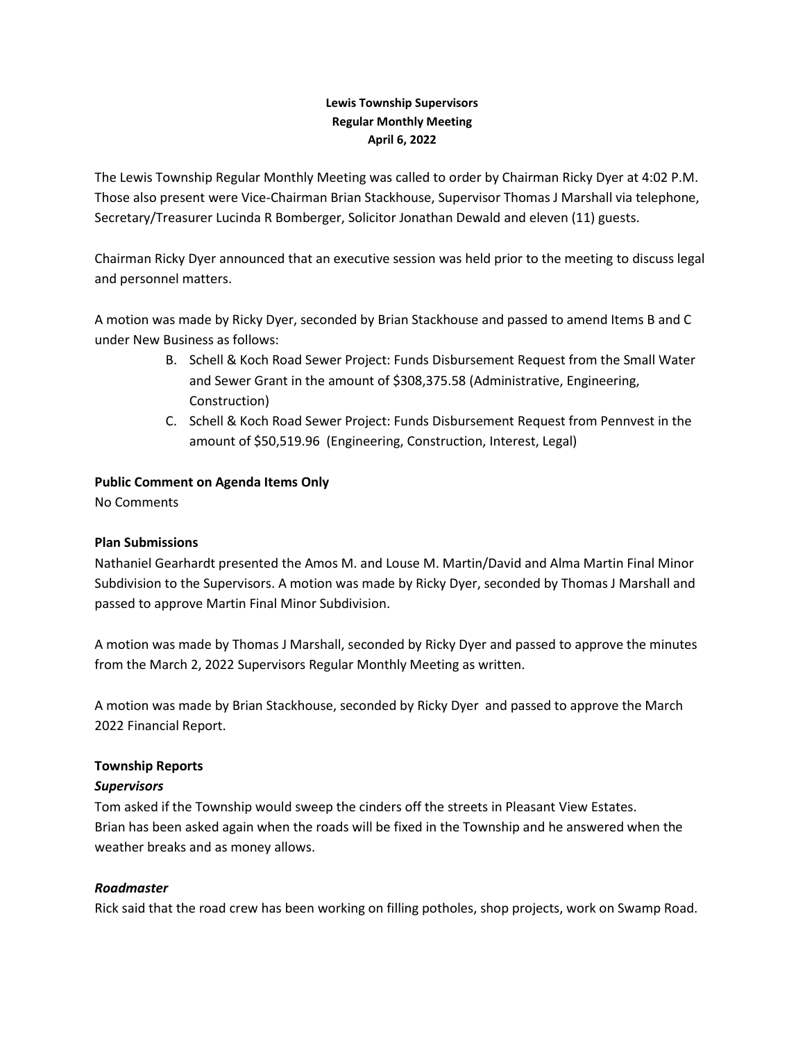**Lewis Township Supervisors**
**Regular Monthly Meeting**
**April 6, 2022**

The Lewis Township Regular Monthly Meeting was called to order by Chairman Ricky Dyer at 4:02 P.M. Those also present were Vice-Chairman Brian Stackhouse, Supervisor Thomas J Marshall via telephone, Secretary/Treasurer Lucinda R Bomberger, Solicitor Jonathan Dewald and eleven (11) guests.

Chairman Ricky Dyer announced that an executive session was held prior to the meeting to discuss legal and personnel matters.

A motion was made by Ricky Dyer, seconded by Brian Stackhouse and passed to amend Items B and C under New Business as follows:

B. Schell & Koch Road Sewer Project: Funds Disbursement Request from the Small Water and Sewer Grant in the amount of $308,375.58 (Administrative, Engineering, Construction)

C. Schell & Koch Road Sewer Project: Funds Disbursement Request from Pennvest in the amount of $50,519.96 (Engineering, Construction, Interest, Legal)

**Public Comment on Agenda Items Only**

No Comments

**Plan Submissions**

Nathaniel Gearhardt presented the Amos M. and Louse M. Martin/David and Alma Martin Final Minor Subdivision to the Supervisors. A motion was made by Ricky Dyer, seconded by Thomas J Marshall and passed to approve Martin Final Minor Subdivision.

A motion was made by Thomas J Marshall, seconded by Ricky Dyer and passed to approve the minutes from the March 2, 2022 Supervisors Regular Monthly Meeting as written.

A motion was made by Brian Stackhouse, seconded by Ricky Dyer and passed to approve the March 2022 Financial Report.

**Township Reports**

***Supervisors***

Tom asked if the Township would sweep the cinders off the streets in Pleasant View Estates.
Brian has been asked again when the roads will be fixed in the Township and he answered when the weather breaks and as money allows.

***Roadmaster***

Rick said that the road crew has been working on filling potholes, shop projects, work on Swamp Road.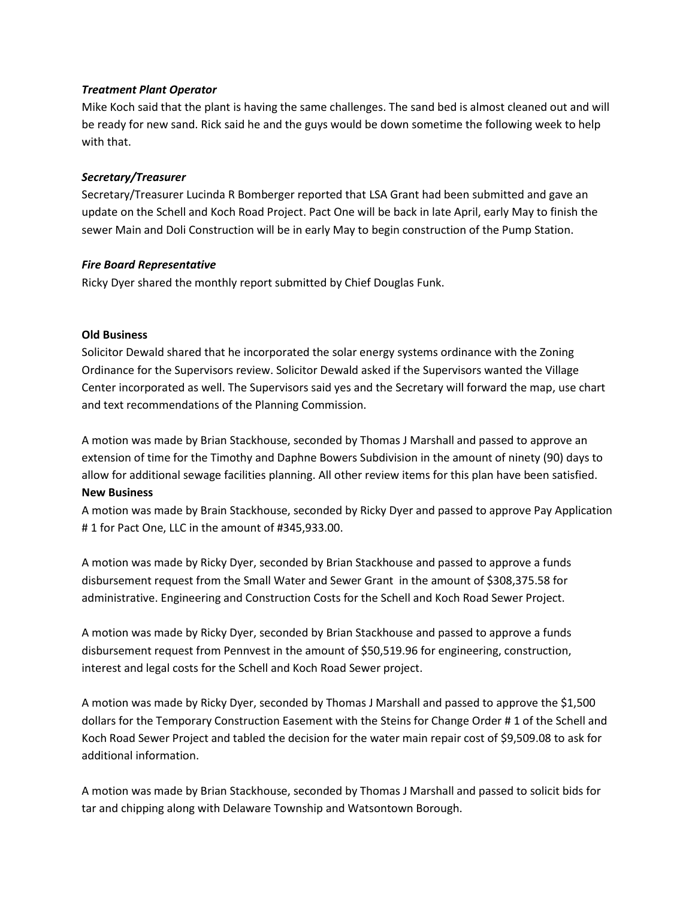### *Treatment Plant Operator*

Mike Koch said that the plant is having the same challenges. The sand bed is almost cleaned out and will be ready for new sand. Rick said he and the guys would be down sometime the following week to help with that.

### *Secretary/Treasurer*

Secretary/Treasurer Lucinda R Bomberger reported that LSA Grant had been submitted and gave an update on the Schell and Koch Road Project. Pact One will be back in late April, early May to finish the sewer Main and Doli Construction will be in early May to begin construction of the Pump Station.

### *Fire Board Representative*

Ricky Dyer shared the monthly report submitted by Chief Douglas Funk.

## **Old Business**

Solicitor Dewald shared that he incorporated the solar energy systems ordinance with the Zoning Ordinance for the Supervisors review. Solicitor Dewald asked if the Supervisors wanted the Village Center incorporated as well. The Supervisors said yes and the Secretary will forward the map, use chart and text recommendations of the Planning Commission.

A motion was made by Brian Stackhouse, seconded by Thomas J Marshall and passed to approve an extension of time for the Timothy and Daphne Bowers Subdivision in the amount of ninety (90) days to allow for additional sewage facilities planning. All other review items for this plan have been satisfied.

## **New Business**

A motion was made by Brain Stackhouse, seconded by Ricky Dyer and passed to approve Pay Application # 1 for Pact One, LLC in the amount of #345,933.00.

A motion was made by Ricky Dyer, seconded by Brian Stackhouse and passed to approve a funds disbursement request from the Small Water and Sewer Grant in the amount of $308,375.58 for administrative. Engineering and Construction Costs for the Schell and Koch Road Sewer Project.

A motion was made by Ricky Dyer, seconded by Brian Stackhouse and passed to approve a funds disbursement request from Pennvest in the amount of $50,519.96 for engineering, construction, interest and legal costs for the Schell and Koch Road Sewer project.

A motion was made by Ricky Dyer, seconded by Thomas J Marshall and passed to approve the $1,500 dollars for the Temporary Construction Easement with the Steins for Change Order # 1 of the Schell and Koch Road Sewer Project and tabled the decision for the water main repair cost of $9,509.08 to ask for additional information.

A motion was made by Brian Stackhouse, seconded by Thomas J Marshall and passed to solicit bids for tar and chipping along with Delaware Township and Watsontown Borough.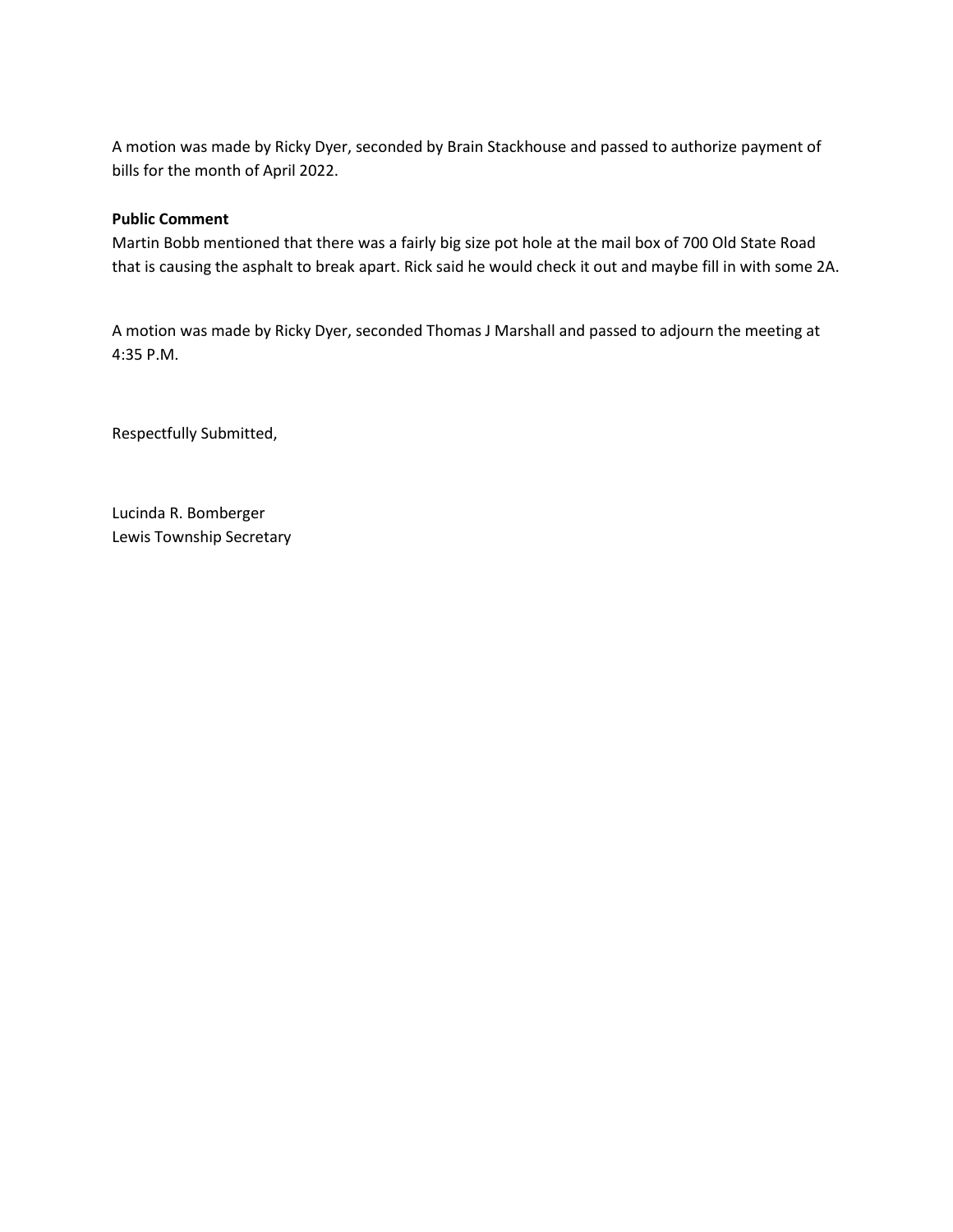A motion was made by Ricky Dyer, seconded by Brain Stackhouse and passed to authorize payment of bills for the month of April 2022.

**Public Comment**

Martin Bobb mentioned that there was a fairly big size pot hole at the mail box of 700 Old State Road that is causing the asphalt to break apart. Rick said he would check it out and maybe fill in with some 2A.

A motion was made by Ricky Dyer, seconded Thomas J Marshall and passed to adjourn the meeting at 4:35 P.M.

Respectfully Submitted,

Lucinda R. Bomberger
Lewis Township Secretary